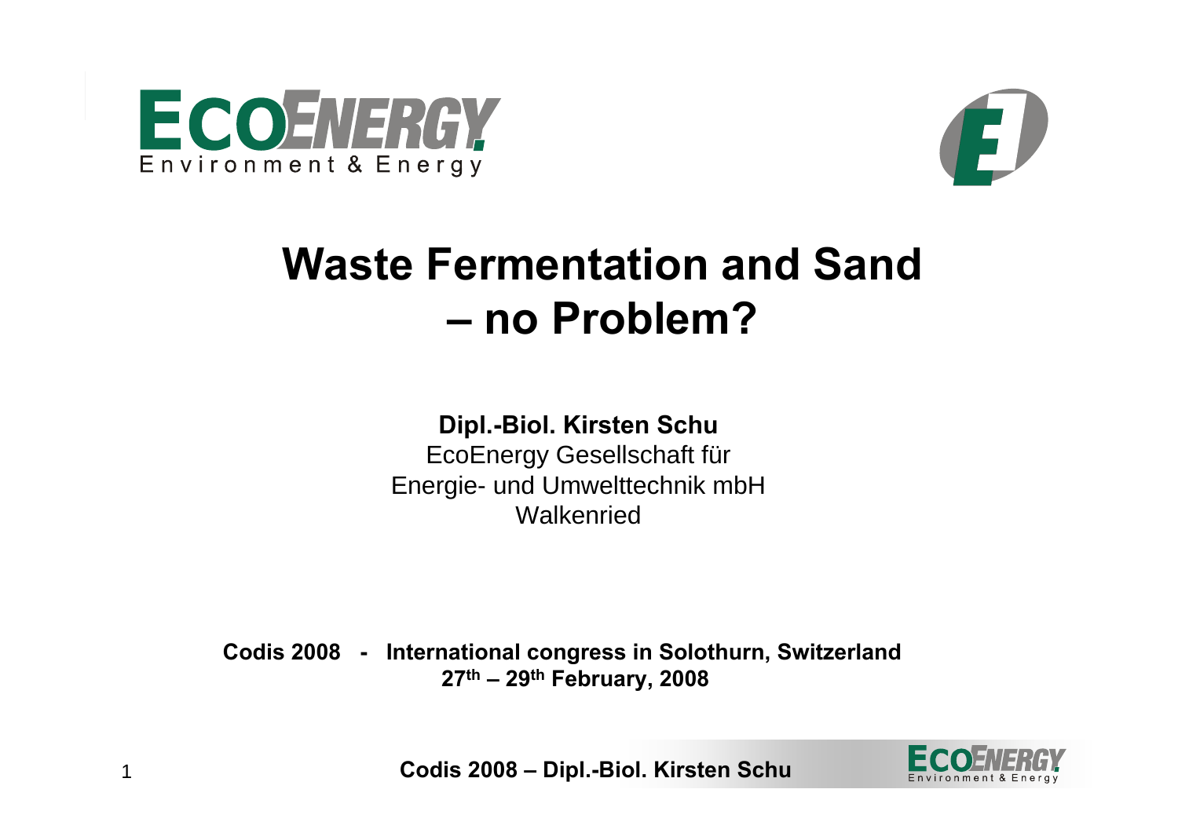ECOENERGY
Environment & Energy

# Waste Fermentation and Sand – no Problem?

**Dipl.-Biol. Kirsten Schu**
EcoEnergy Gesellschaft für
Energie- und Umwelttechnik mbH
Walkenried

**Codis 2008 - International congress in Solothurn, Switzerland**
**27th – 29th February, 2008**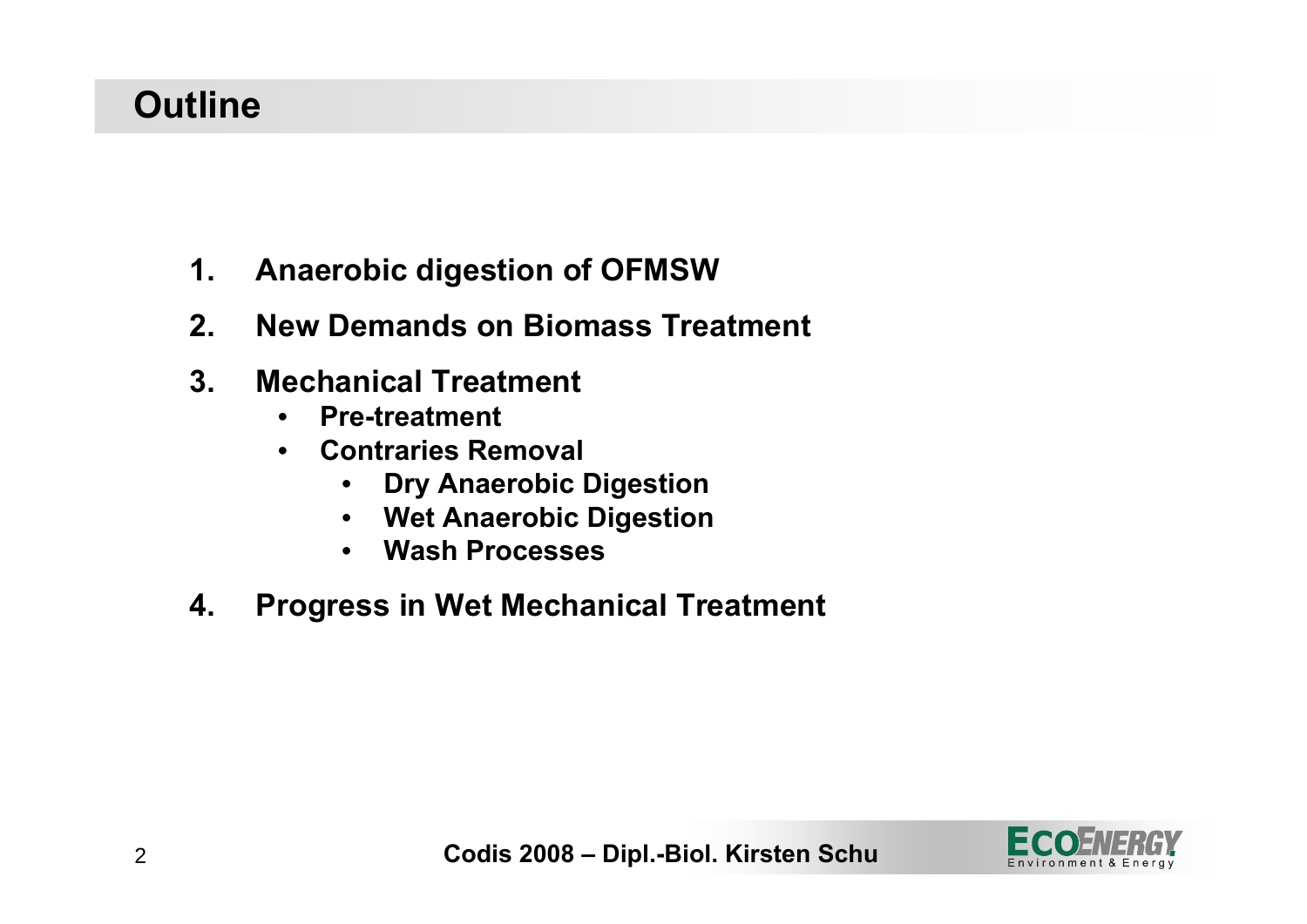# Outline

1. Anaerobic digestion of OFMSW
2. New Demands on Biomass Treatment
3. Mechanical Treatment
   - Pre-treatment
   - Contraries Removal
     - Dry Anaerobic Digestion
     - Wet Anaerobic Digestion
     - Wash Processes
4. Progress in Wet Mechanical Treatment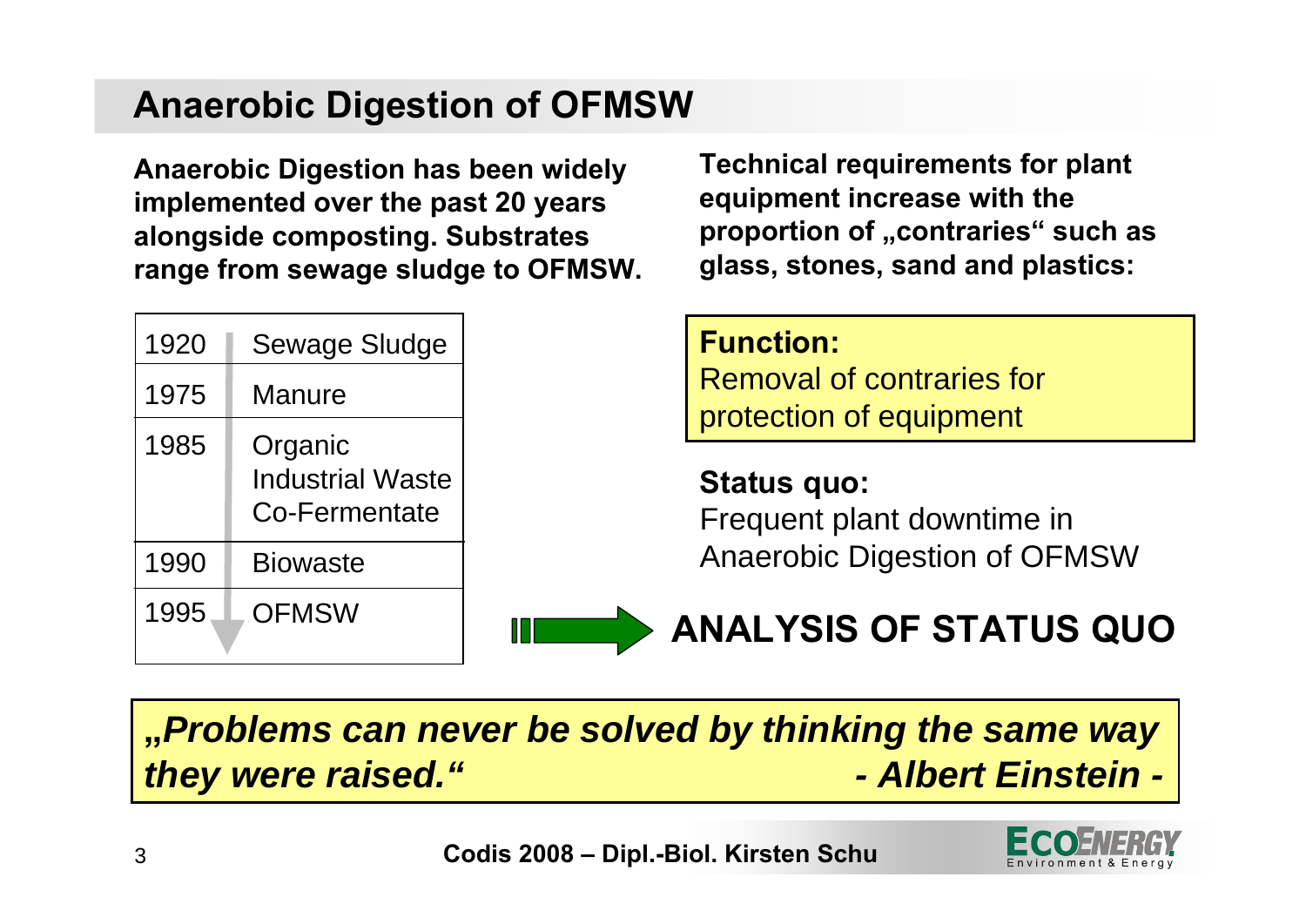## Anaerobic Digestion of OFMSW

**Anaerobic Digestion has been widely implemented over the past 20 years alongside composting. Substrates range from sewage sludge to OFMSW.**

| Year | Substrate |
|---|---|
| 1920 | Sewage Sludge |
| 1975 | Manure |
| 1985 | Organic Industrial Waste Co-Fermentate |
| 1990 | Biowaste |
| 1995 | OFMSW |

**Technical requirements for plant equipment increase with the proportion of „contraries" such as glass, stones, sand and plastics:**

**Function:**
Removal of contraries for protection of equipment

**Status quo:**
Frequent plant downtime in Anaerobic Digestion of OFMSW

**ANALYSIS OF STATUS QUO**

***„Problems can never be solved by thinking the same way they were raised." - Albert Einstein -***

**Codis 2008 – Dipl.-Biol. Kirsten Schu**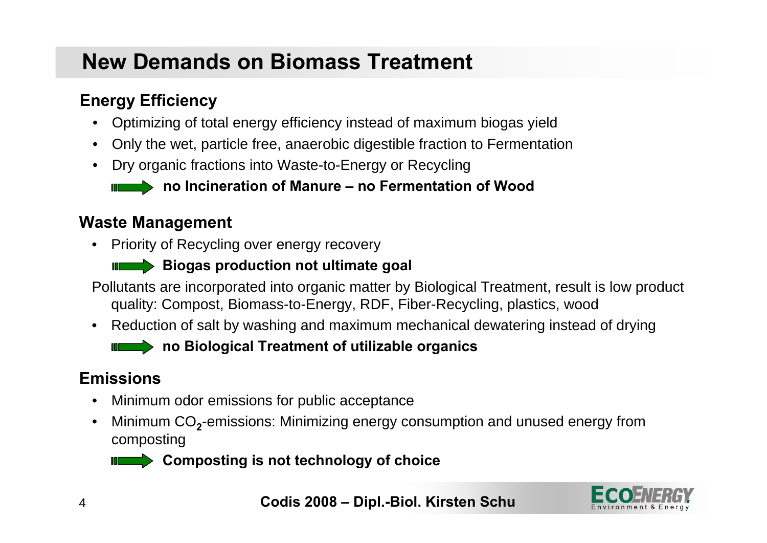# New Demands on Biomass Treatment

## Energy Efficiency

- Optimizing of total energy efficiency instead of maximum biogas yield
- Only the wet, particle free, anaerobic digestible fraction to Fermentation
- Dry organic fractions into Waste-to-Energy or Recycling

→ **no Incineration of Manure – no Fermentation of Wood**

## Waste Management

- Priority of Recycling over energy recovery

→ **Biogas production not ultimate goal**

Pollutants are incorporated into organic matter by Biological Treatment, result is low product quality: Compost, Biomass-to-Energy, RDF, Fiber-Recycling, plastics, wood

- Reduction of salt by washing and maximum mechanical dewatering instead of drying

→ **no Biological Treatment of utilizable organics**

## Emissions

- Minimum odor emissions for public acceptance
- Minimum $CO_2$-emissions: Minimizing energy consumption and unused energy from composting

→ **Composting is not technology of choice**

**Codis 2008 – Dipl.-Biol. Kirsten Schu**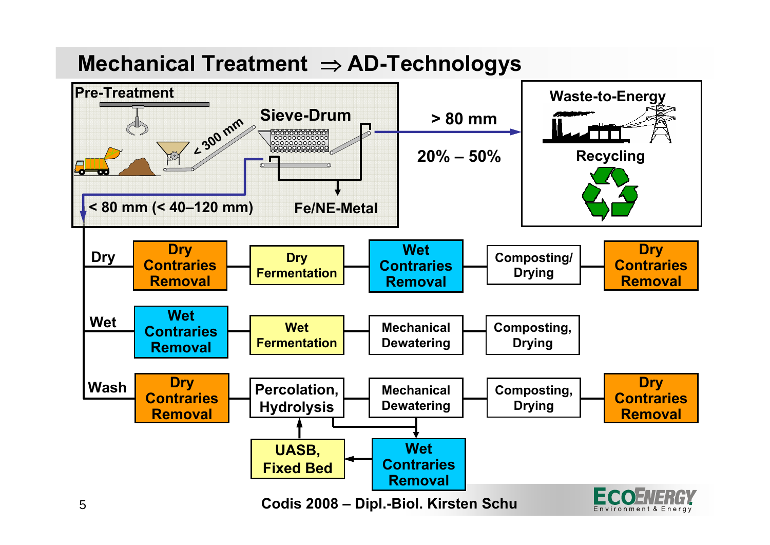# Mechanical Treatment ⇒ AD-Technologys

**Pre-Treatment**

- < 300 mm
- Sieve-Drum
- > 80 mm → Waste-to-Energy, Recycling (20% – 50%)
- Fe/NE-Metal
- < 80 mm (< 40–120 mm)

| | | | | | |
|---|---|---|---|---|---|
| **Dry** | Dry Contraries Removal | Dry Fermentation | Wet Contraries Removal | Composting/ Drying | Dry Contraries Removal |
| **Wet** | Wet Contraries Removal | Wet Fermentation | Mechanical Dewatering | Composting, Drying | |
| **Wash** | Dry Contraries Removal | Percolation, Hydrolysis | Mechanical Dewatering | Composting, Drying | Dry Contraries Removal |

Wash line side loop: Percolation, Hydrolysis → Wet Contraries Removal → UASB, Fixed Bed → Percolation, Hydrolysis

Codis 2008 – Dipl.-Biol. Kirsten Schu

ECOENERGY Environment & Energy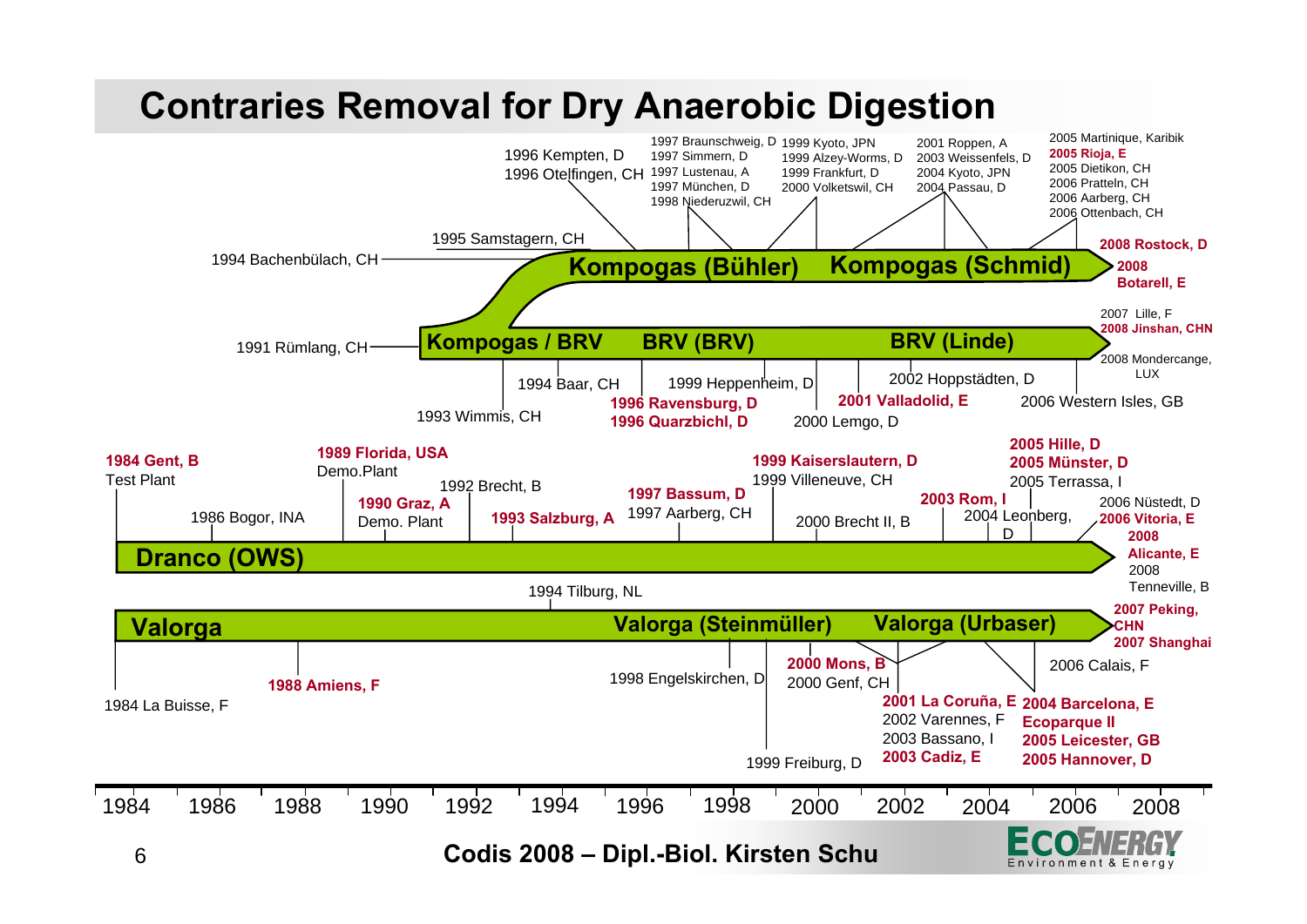# Contraries Removal for Dry Anaerobic Digestion

## Kompogas (Bühler) / Kompogas (Schmid)

- 1994 Bachenbülach, CH
- 1995 Samstagern, CH
- 1996 Kempten, D
- 1996 Otelfingen, CH
- 1997 Braunschweig, D
- 1997 Simmern, D
- 1997 Lustenau, A
- 1997 München, D
- 1998 Niederuzwil, CH
- 1999 Kyoto, JPN
- 1999 Alzey-Worms, D
- 1999 Frankfurt, D
- 2000 Volketswil, CH
- 2001 Roppen, A
- 2003 Weissenfels, D
- 2004 Kyoto, JPN
- 2004 Passau, D
- 2005 Martinique, Karibik
- **2005 Rioja, E**
- 2005 Dietikon, CH
- 2006 Pratteln, CH
- 2006 Aarberg, CH
- 2006 Ottenbach, CH
- **2008 Rostock, D**
- **2008 Botarell, E**

## Kompogas / BRV — BRV (BRV) — BRV (Linde)

- 1991 Rümlang, CH
- 1993 Wimmis, CH
- 1994 Baar, CH
- **1996 Ravensburg, D**
- **1996 Quarzbichl, D**
- 1999 Heppenheim, D
- 2000 Lemgo, D
- **2001 Valladolid, E**
- 2002 Hoppstädten, D
- 2006 Western Isles, GB
- 2007 Lille, F
- **2008 Jinshan, CHN**
- 2008 Mondercange, LUX

## Dranco (OWS)

- **1984 Gent, B** Test Plant
- 1986 Bogor, INA
- **1989 Florida, USA** Demo.Plant
- **1990 Graz, A** Demo. Plant
- 1992 Brecht, B
- **1993 Salzburg, A**
- **1997 Bassum, D**
- 1997 Aarberg, CH
- **1999 Kaiserslautern, D**
- 1999 Villeneuve, CH
- 2000 Brecht II, B
- **2003 Rom, I**
- 2004 Leonberg, D
- **2005 Hille, D**
- **2005 Münster, D**
- 2005 Terrassa, I
- 2006 Nüstedt, D
- **2006 Vitoria, E**
- **2008 Alicante, E**
- 2008 Tenneville, B

## Valorga — Valorga (Steinmüller) — Valorga (Urbaser)

- 1984 La Buisse, F
- **1988 Amiens, F**
- 1994 Tilburg, NL
- 1998 Engelskirchen, D
- 1999 Freiburg, D
- **2000 Mons, B**
- 2000 Genf, CH
- **2001 La Coruña, E**
- 2002 Varennes, F
- 2003 Bassano, I
- **2003 Cadiz, E**
- **2004 Barcelona, E**
- **Ecoparque II**
- **2005 Leicester, GB**
- **2005 Hannover, D**
- 2006 Calais, F
- **2007 Peking, CHN**
- **2007 Shanghai**

Timeline: 1984 – 1986 – 1988 – 1990 – 1992 – 1994 – 1996 – 1998 – 2000 – 2002 – 2004 – 2006 – 2008

**Codis 2008 – Dipl.-Biol. Kirsten Schu**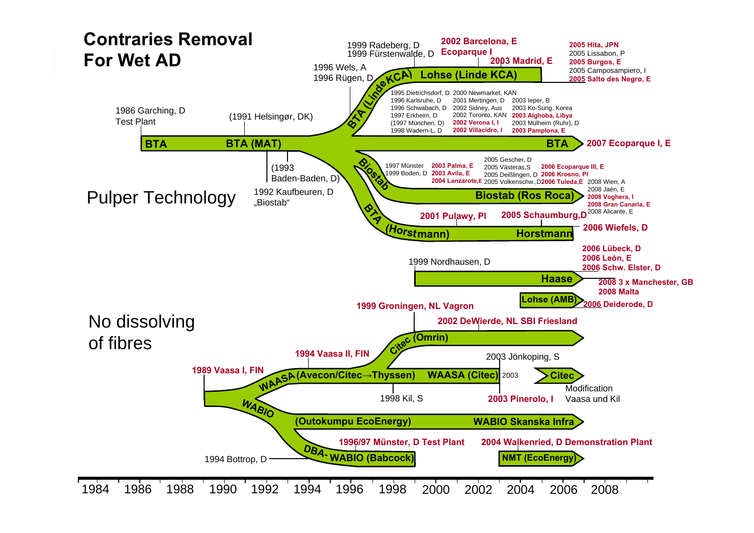# Contraries Removal For Wet AD

## Pulper Technology

- 1986 Garching, D Test Plant — **BTA**
- (1991 Helsingør, DK) — **BTA (MAT)**
- (1993 Baden-Baden, D)
- 1992 Kaufbeuren, D „Biostab"

**BTA (Linde KCA) → Lohse (Linde KCA)**
- 1996 Wels, A
- 1996 Rügen, D
- 1999 Radeberg, D
- 1999 Fürstenwalde, D
- **2002 Barcelona, E Ecoparque I**
- **2003 Madrid, E**
- **2005 Hita, JPN**
- 2005 Lissabon, P
- **2005 Burgos, E**
- 2005 Camposampiero, I
- **2005 Salto des Negro, E**

**BTA**
- 1995 Dietrichsdorf, D
- 1996 Karlsruhe, D
- 1996 Schwabach, D
- 1997 Erkheim, D
- (1997 München, D)
- 1998 Wadern-L, D
- 2000 Newmarket, KAN
- 2001 Mertingen, D
- 2002 Sidney, Aus
- 2002 Toronto, KAN
- **2002 Verona I, I**
- **2002 Villacidro, I**
- 2003 Ieper, B
- 2003 Ko-Sung, Korea
- **2003 Alghoba, Libya**
- 2003 Mülheim (Ruhr), D
- **2003 Pamplona, E**
- **2007 Ecoparque I, E**

**Biostab → Biostab (Ros Roca)**
- 1997 Münster
- 1999 Boden, D
- **2003 Palma, E**
- **2003 Avila, E**
- **2004 Lanzarote, E**
- 2005 Gescher, D
- 2005 Västeras, S
- 2005 Deißlingen, D
- 2005 Volkenschw., D
- **2006 Ecoparque III, E**
- **2006 Krosno, Pl**
- **2006 Tuleda, E**
- 2008 Wien, A
- 2008 Jaén, E
- **2008 Voghera, I**
- **2008 Gran Canaria, E**
- 2008 Alicante, E

**BTA (Horstmann) → Horstmann**
- **2001 Pulawy, Pl**
- **2005 Schaumburg, D**
- **2006 Wiefels, D**

**Haase**
- 1999 Nordhausen, D
- **2006 Lübeck, D**
- **2006 León, E**
- **2006 Schw. Elster, D**
- **2008 3 x Manchester, GB**
- **2008 Malta**

**Lohse (AMB)**
- **2006 Deiderode, D**

## No dissolving of fibres

- **1989 Vaasa I, FIN**

**WAASA (Avecon/Citec→Thyssen) → WAASA (Citec)**
- **1994 Vaasa II, FIN**
- 1998 Kil, S
- 2003 Jönkoping, S
- **2003 Pinerolo, I**
- 2003 **Citec** — Modification Vaasa und Kil

**Citec (Omrin)**
- **1999 Groningen, NL Vagron**
- **2002 DeWierde, NL SBI Friesland**

**WABIO → (Outokumpu EcoEnergy) → WABIO Skanska Infra**

**DBA-WABIO (Babcock)**
- 1994 Bottrop, D
- **1996/97 Münster, D Test Plant**

**NMT (EcoEnergy)**
- **2004 Walkenried, D Demonstration Plant**

Timeline: 1984, 1986, 1988, 1990, 1992, 1994, 1996, 1998, 2000, 2002, 2004, 2006, 2008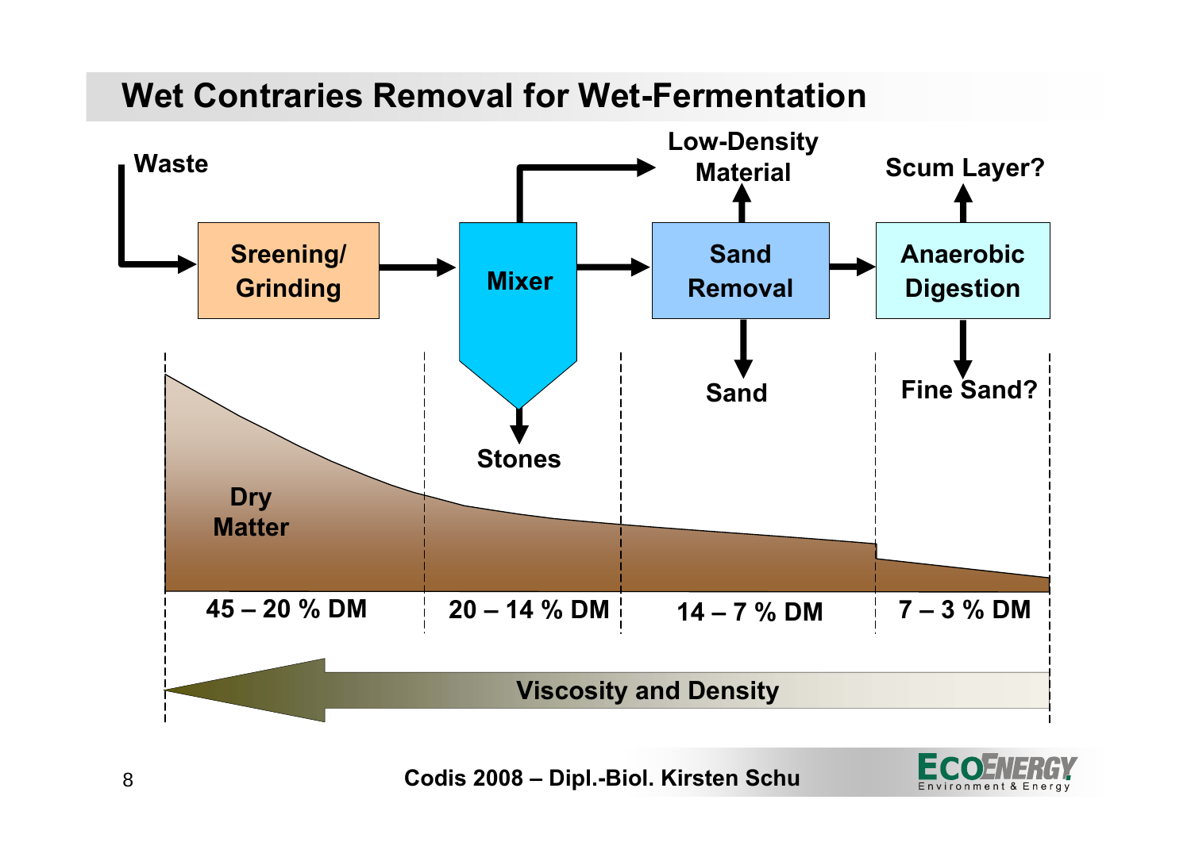# Wet Contraries Removal for Wet-Fermentation

Waste → Sreening/ Grinding → Mixer → Sand Removal → Anaerobic Digestion

- Mixer: Low-Density Material; Stones
- Sand Removal: Low-Density Material; Sand
- Anaerobic Digestion: Scum Layer?; Fine Sand?

Dry Matter

| 45 – 20 % DM | 20 – 14 % DM | 14 – 7 % DM | 7 – 3 % DM |
|---|---|---|---|

Viscosity and Density

Codis 2008 – Dipl.-Biol. Kirsten Schu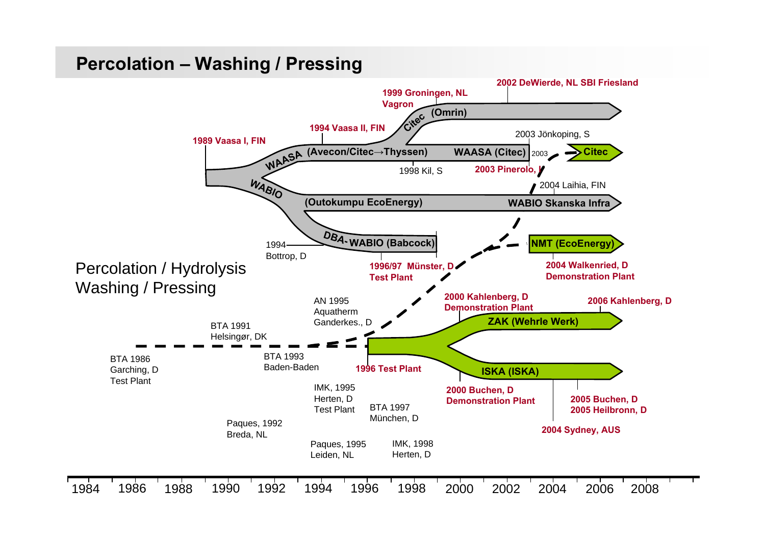## Percolation – Washing / Pressing

Percolation / Hydrolysis
Washing / Pressing

1989 Vaasa I, FIN

WAASA

(Avecon/Citec→Thyssen)

1994 Vaasa II, FIN

Citec

(Omrin)

1999 Groningen, NL
Vagron

2002 DeWierde, NL SBI Friesland

WAASA (Citec)

2003 Jönkoping, S

2003

Citec

1998 Kil, S

2003 Pinerolo, I

2004 Laihia, FIN

WABIO

(Outokumpu EcoEnergy)

WABIO Skanska Infra

DBA-WABIO (Babcock)

1994
Bottrop, D

1996/97 Münster, D
Test Plant

NMT (EcoEnergy)

2004 Walkenried, D
Demonstration Plant

AN 1995
Aquatherm
Ganderkes., D

BTA 1991
Helsingør, DK

BTA 1986
Garching, D
Test Plant

BTA 1993
Baden-Baden

1996 Test Plant

2000 Kahlenberg, D
Demonstration Plant

ZAK (Wehrle Werk)

2006 Kahlenberg, D

ISKA (ISKA)

2000 Buchen, D
Demonstration Plant

2005 Buchen, D
2005 Heilbronn, D

2004 Sydney, AUS

IMK, 1995
Herten, D
Test Plant

BTA 1997
München, D

Paques, 1992
Breda, NL

Paques, 1995
Leiden, NL

IMK, 1998
Herten, D

1984 1986 1988 1990 1992 1994 1996 1998 2000 2002 2004 2006 2008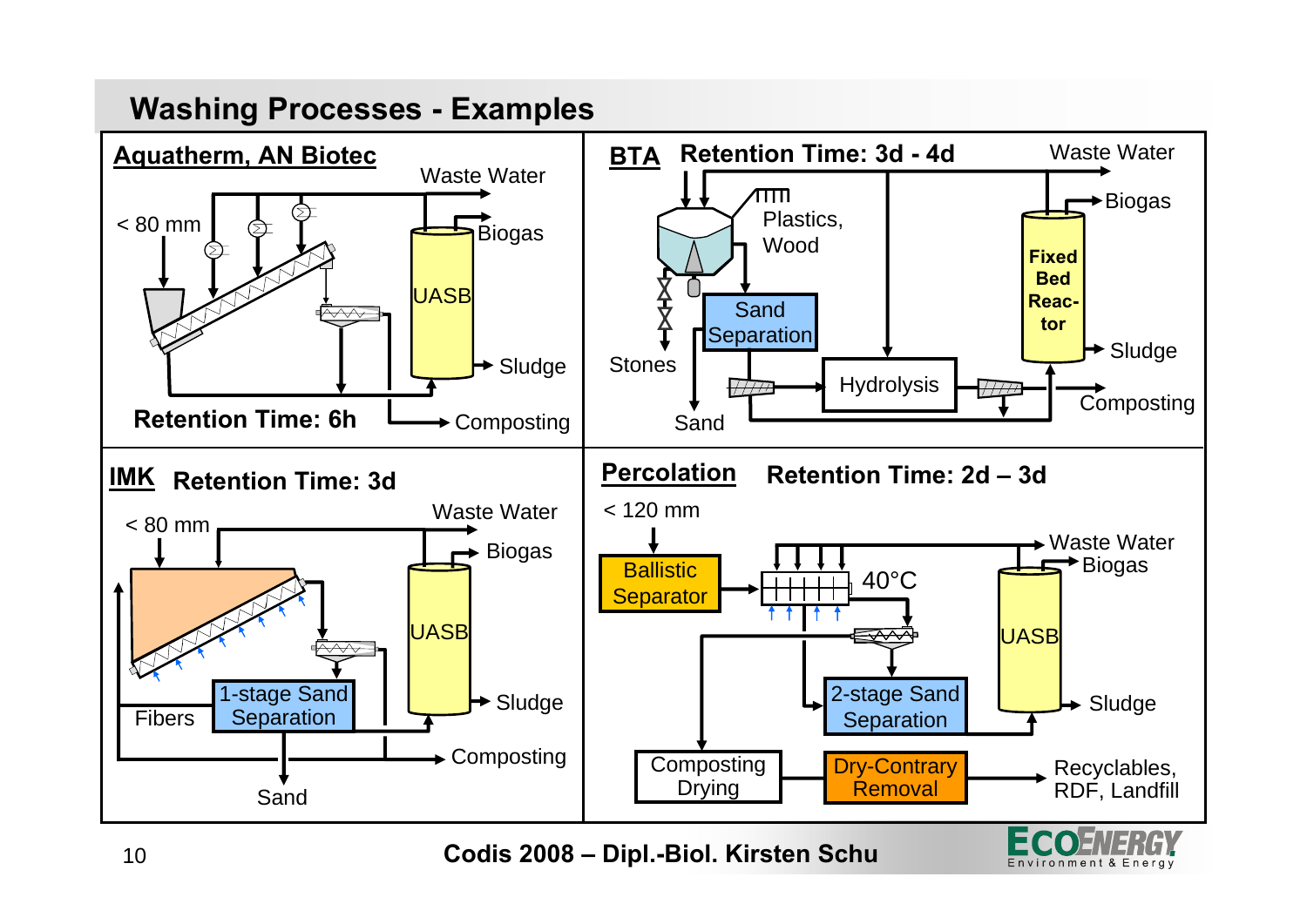# Washing Processes - Examples

## Aquatherm, AN Biotec

< 80 mm

Waste Water

Biogas

UASB

Sludge

Composting

**Retention Time: 6h**

## BTA

**Retention Time: 3d - 4d**

Waste Water

Biogas

Plastics, Wood

Sand Separation

Fixed Bed Reactor

Sludge

Stones

Hydrolysis

Composting

Sand

## IMK

**Retention Time: 3d**

< 80 mm

Waste Water

Biogas

UASB

Sludge

Fibers

1-stage Sand Separation

Composting

Sand

## Percolation

**Retention Time: 2d – 3d**

< 120 mm

Ballistic Separator

40°C

Waste Water

Biogas

UASB

2-stage Sand Separation

Sludge

Composting Drying

Dry-Contrary Removal

Recyclables, RDF, Landfill

**Codis 2008 – Dipl.-Biol. Kirsten Schu**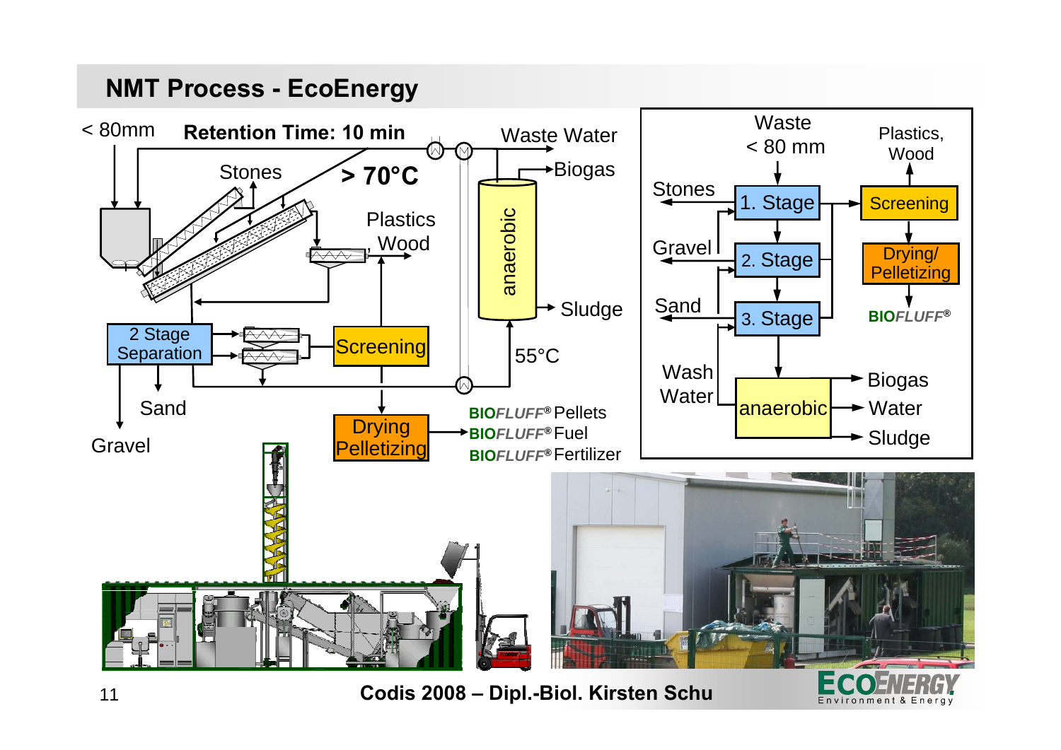## NMT Process - EcoEnergy

< 80mm

**Retention Time: 10 min**

Waste Water

Stones

**> 70°C**

Biogas

Plastics, Wood

anaerobic

Sludge

2 Stage Separation

Screening

55°C

Sand

Gravel

Drying Pelletizing

BIOFLUFF® Pellets

BIOFLUFF® Fuel

BIOFLUFF® Fertilizer

Waste < 80 mm

Plastics, Wood

Stones

1. Stage

Screening

Gravel

2. Stage

Drying/ Pelletizing

Sand

3. Stage

BIOFLUFF®

Wash Water

anaerobic

Biogas

Water

Sludge

**Codis 2008 – Dipl.-Biol. Kirsten Schu**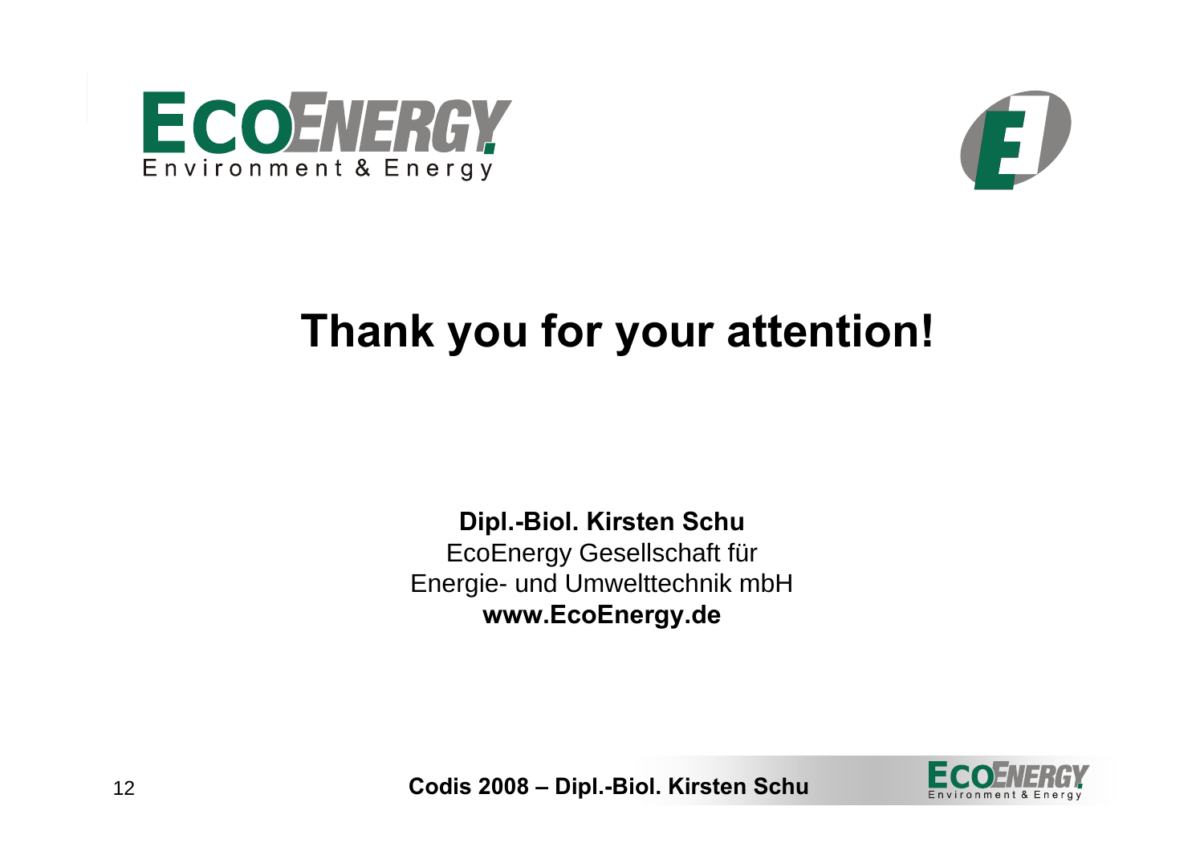# Thank you for your attention!

**Dipl.-Biol. Kirsten Schu**
EcoEnergy Gesellschaft für
Energie- und Umwelttechnik mbH
**www.EcoEnergy.de**